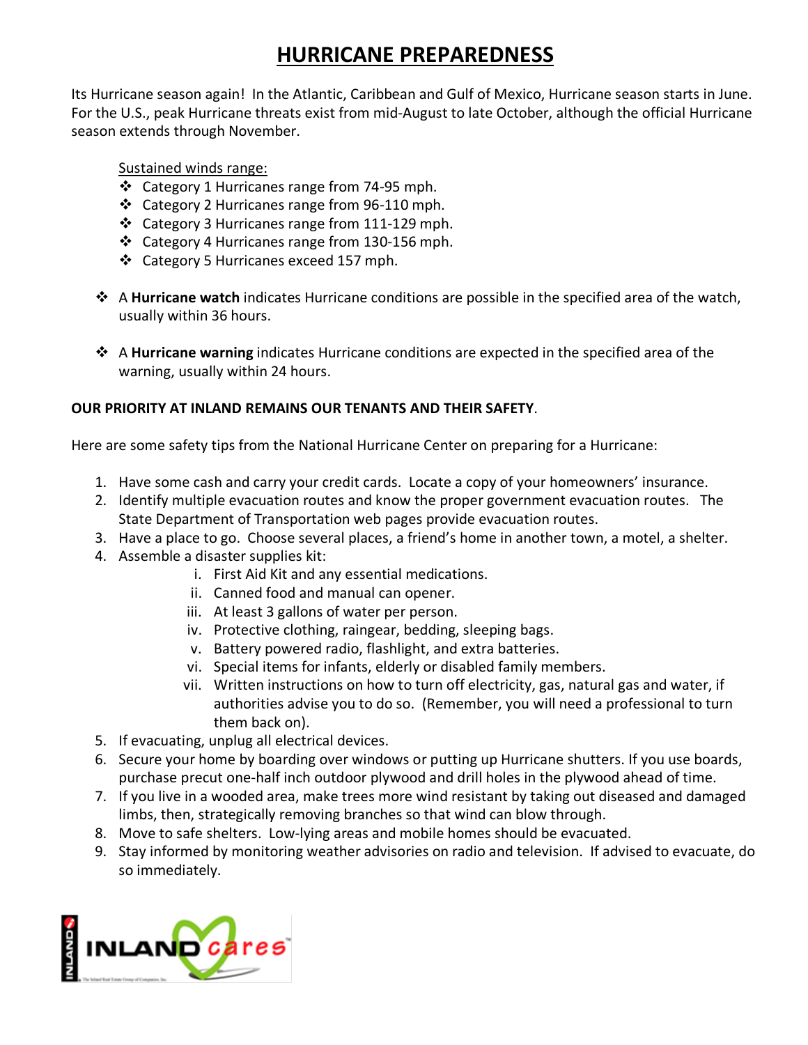# HURRICANE PREPAREDNESS

Its Hurricane season again! In the Atlantic, Caribbean and Gulf of Mexico, Hurricane season starts in June. For the U.S., peak Hurricane threats exist from mid-August to late October, although the official Hurricane season extends through November.

Sustained winds range:

- Category 1 Hurricanes range from 74-95 mph.
- Category 2 Hurricanes range from 96-110 mph.
- Category 3 Hurricanes range from 111-129 mph.
- Category 4 Hurricanes range from 130-156 mph.
- Category 5 Hurricanes exceed 157 mph.

- A **Hurricane watch** indicates Hurricane conditions are possible in the specified area of the watch, usually within 36 hours.

- A **Hurricane warning** indicates Hurricane conditions are expected in the specified area of the warning, usually within 24 hours.

**OUR PRIORITY AT INLAND REMAINS OUR TENANTS AND THEIR SAFETY**.

Here are some safety tips from the National Hurricane Center on preparing for a Hurricane:

1. Have some cash and carry your credit cards. Locate a copy of your homeowners' insurance.
2. Identify multiple evacuation routes and know the proper government evacuation routes. The State Department of Transportation web pages provide evacuation routes.
3. Have a place to go. Choose several places, a friend's home in another town, a motel, a shelter.
4. Assemble a disaster supplies kit:
   - i. First Aid Kit and any essential medications.
   - ii. Canned food and manual can opener.
   - iii. At least 3 gallons of water per person.
   - iv. Protective clothing, raingear, bedding, sleeping bags.
   - v. Battery powered radio, flashlight, and extra batteries.
   - vi. Special items for infants, elderly or disabled family members.
   - vii. Written instructions on how to turn off electricity, gas, natural gas and water, if authorities advise you to do so. (Remember, you will need a professional to turn them back on).
5. If evacuating, unplug all electrical devices.
6. Secure your home by boarding over windows or putting up Hurricane shutters. If you use boards, purchase precut one-half inch outdoor plywood and drill holes in the plywood ahead of time.
7. If you live in a wooded area, make trees more wind resistant by taking out diseased and damaged limbs, then, strategically removing branches so that wind can blow through.
8. Move to safe shelters. Low-lying areas and mobile homes should be evacuated.
9. Stay informed by monitoring weather advisories on radio and television. If advised to evacuate, do so immediately.

INLAND cares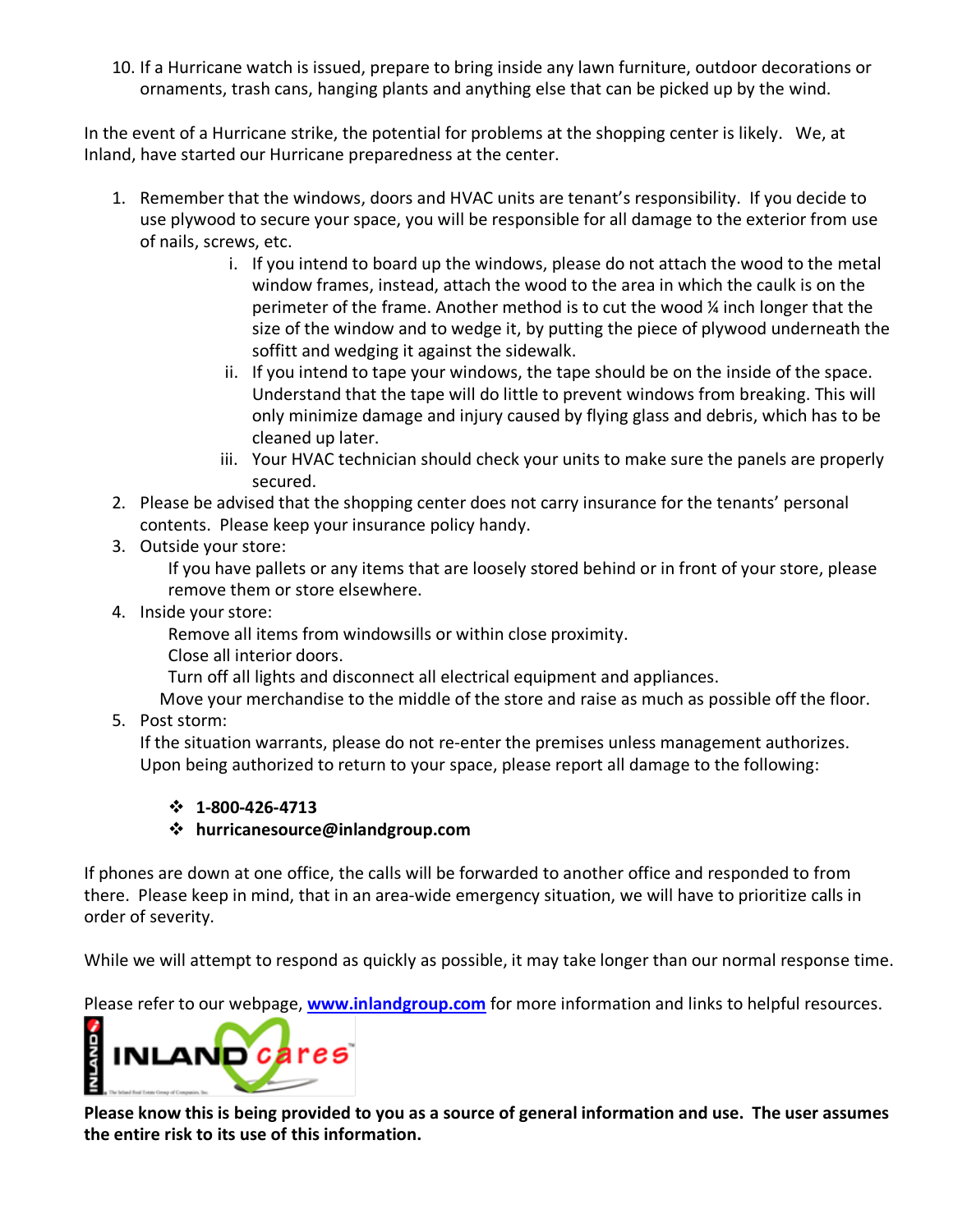10. If a Hurricane watch is issued, prepare to bring inside any lawn furniture, outdoor decorations or ornaments, trash cans, hanging plants and anything else that can be picked up by the wind.

In the event of a Hurricane strike, the potential for problems at the shopping center is likely. We, at Inland, have started our Hurricane preparedness at the center.

1. Remember that the windows, doors and HVAC units are tenant's responsibility. If you decide to use plywood to secure your space, you will be responsible for all damage to the exterior from use of nails, screws, etc.
   i. If you intend to board up the windows, please do not attach the wood to the metal window frames, instead, attach the wood to the area in which the caulk is on the perimeter of the frame. Another method is to cut the wood ¼ inch longer that the size of the window and to wedge it, by putting the piece of plywood underneath the soffitt and wedging it against the sidewalk.
   ii. If you intend to tape your windows, the tape should be on the inside of the space. Understand that the tape will do little to prevent windows from breaking. This will only minimize damage and injury caused by flying glass and debris, which has to be cleaned up later.
   iii. Your HVAC technician should check your units to make sure the panels are properly secured.
2. Please be advised that the shopping center does not carry insurance for the tenants' personal contents. Please keep your insurance policy handy.
3. Outside your store:
   If you have pallets or any items that are loosely stored behind or in front of your store, please remove them or store elsewhere.
4. Inside your store:
   Remove all items from windowsills or within close proximity.
   Close all interior doors.
   Turn off all lights and disconnect all electrical equipment and appliances.
   Move your merchandise to the middle of the store and raise as much as possible off the floor.
5. Post storm:
   If the situation warrants, please do not re-enter the premises unless management authorizes. Upon being authorized to return to your space, please report all damage to the following:
   - **1-800-426-4713**
   - **hurricanesource@inlandgroup.com**

If phones are down at one office, the calls will be forwarded to another office and responded to from there. Please keep in mind, that in an area-wide emergency situation, we will have to prioritize calls in order of severity.

While we will attempt to respond as quickly as possible, it may take longer than our normal response time.

Please refer to our webpage, [www.inlandgroup.com](http://www.inlandgroup.com) for more information and links to helpful resources.

INLAND cares

**Please know this is being provided to you as a source of general information and use. The user assumes the entire risk to its use of this information.**